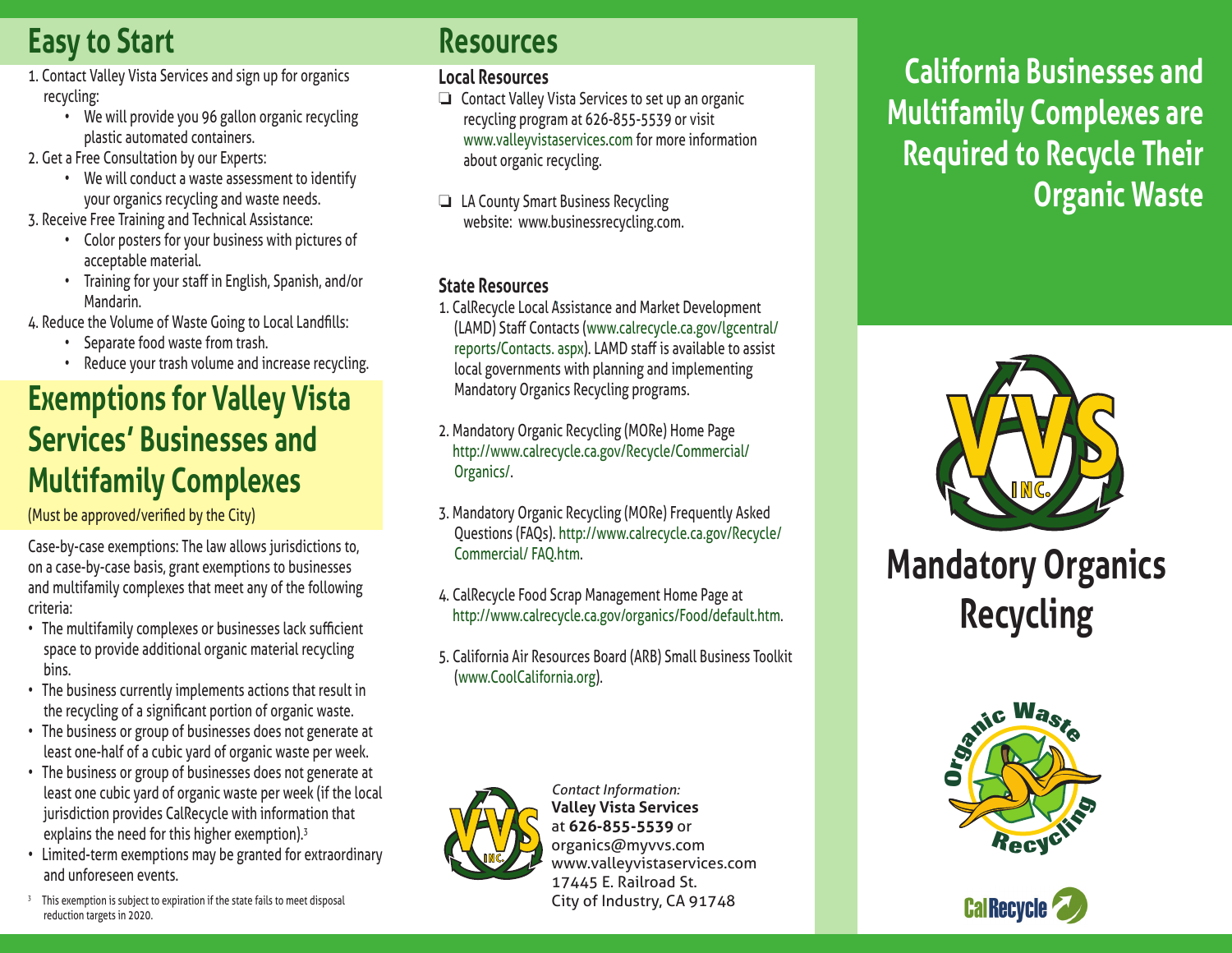## Easy to Start

1. Contact Valley Vista Services and sign up for organics recycling:
   - We will provide you 96 gallon organic recycling plastic automated containers.
2. Get a Free Consultation by our Experts:
   - We will conduct a waste assessment to identify your organics recycling and waste needs.
3. Receive Free Training and Technical Assistance:
   - Color posters for your business with pictures of acceptable material.
   - Training for your staff in English, Spanish, and/or Mandarin.
4. Reduce the Volume of Waste Going to Local Landfills:
   - Separate food waste from trash.
   - Reduce your trash volume and increase recycling.

## Exemptions for Valley Vista Services' Businesses and Multifamily Complexes

(Must be approved/verified by the City)

Case-by-case exemptions: The law allows jurisdictions to, on a case-by-case basis, grant exemptions to businesses and multifamily complexes that meet any of the following criteria:

- The multifamily complexes or businesses lack sufficient space to provide additional organic material recycling bins.
- The business currently implements actions that result in the recycling of a significant portion of organic waste.
- The business or group of businesses does not generate at least one-half of a cubic yard of organic waste per week.
- The business or group of businesses does not generate at least one cubic yard of organic waste per week (if the local jurisdiction provides CalRecycle with information that explains the need for this higher exemption).[3]
- Limited-term exemptions may be granted for extraordinary and unforeseen events.

[3] This exemption is subject to expiration if the state fails to meet disposal reduction targets in 2020.

## Resources

### Local Resources

- ❑ Contact Valley Vista Services to set up an organic recycling program at 626-855-5539 or visit www.valleyvistaservices.com for more information about organic recycling.
- ❑ LA County Smart Business Recycling website: www.businessrecycling.com.

### State Resources

1. CalRecycle Local Assistance and Market Development (LAMD) Staff Contacts (www.calrecycle.ca.gov/lgcentral/reports/Contacts. aspx). LAMD staff is available to assist local governments with planning and implementing Mandatory Organics Recycling programs.
2. Mandatory Organic Recycling (MORe) Home Page http://www.calrecycle.ca.gov/Recycle/Commercial/Organics/.
3. Mandatory Organic Recycling (MORe) Frequently Asked Questions (FAQs). http://www.calrecycle.ca.gov/Recycle/Commercial/ FAQ.htm.
4. CalRecycle Food Scrap Management Home Page at http://www.calrecycle.ca.gov/organics/Food/default.htm.
5. California Air Resources Board (ARB) Small Business Toolkit (www.CoolCalifornia.org).

*Contact Information:*
**Valley Vista Services**
at **626-855-5539** or
organics@myvvs.com
www.valleyvistaservices.com
17445 E. Railroad St.
City of Industry, CA 91748

# California Businesses and Multifamily Complexes are Required to Recycle Their Organic Waste

VVS INC.

# Mandatory Organics Recycling

Organic Waste Recycling

CalRecycle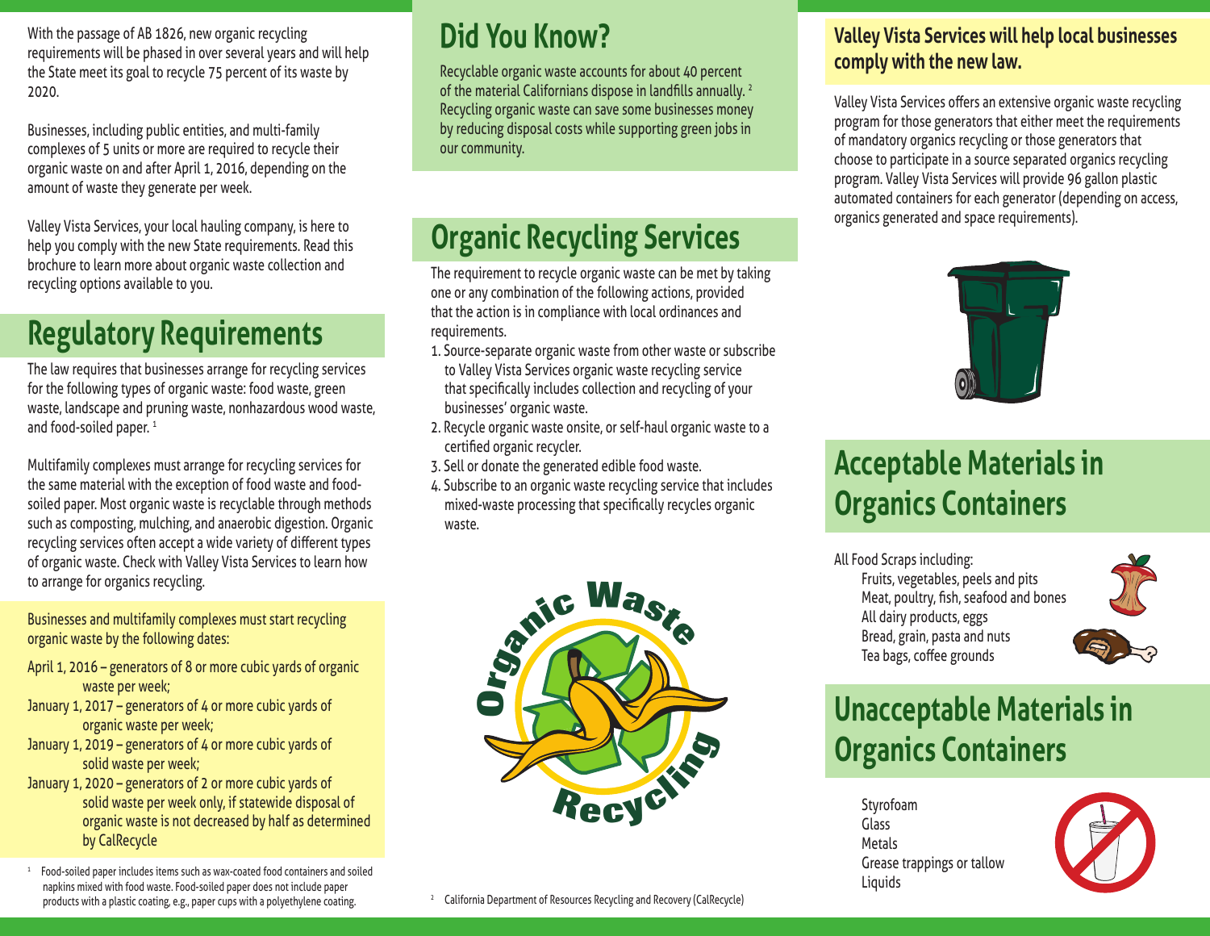With the passage of AB 1826, new organic recycling requirements will be phased in over several years and will help the State meet its goal to recycle 75 percent of its waste by 2020.

Businesses, including public entities, and multi-family complexes of 5 units or more are required to recycle their organic waste on and after April 1, 2016, depending on the amount of waste they generate per week.

Valley Vista Services, your local hauling company, is here to help you comply with the new State requirements. Read this brochure to learn more about organic waste collection and recycling options available to you.

## Regulatory Requirements

The law requires that businesses arrange for recycling services for the following types of organic waste: food waste, green waste, landscape and pruning waste, nonhazardous wood waste, and food-soiled paper. [1]

Multifamily complexes must arrange for recycling services for the same material with the exception of food waste and food-soiled paper. Most organic waste is recyclable through methods such as composting, mulching, and anaerobic digestion. Organic recycling services often accept a wide variety of different types of organic waste. Check with Valley Vista Services to learn how to arrange for organics recycling.

Businesses and multifamily complexes must start recycling organic waste by the following dates:

April 1, 2016 – generators of 8 or more cubic yards of organic waste per week;
January 1, 2017 – generators of 4 or more cubic yards of organic waste per week;
January 1, 2019 – generators of 4 or more cubic yards of solid waste per week;
January 1, 2020 – generators of 2 or more cubic yards of solid waste per week only, if statewide disposal of organic waste is not decreased by half as determined by CalRecycle

[1] Food-soiled paper includes items such as wax-coated food containers and soiled napkins mixed with food waste. Food-soiled paper does not include paper products with a plastic coating, e.g., paper cups with a polyethylene coating.

## Did You Know?

Recyclable organic waste accounts for about 40 percent of the material Californians dispose in landfills annually. [2] Recycling organic waste can save some businesses money by reducing disposal costs while supporting green jobs in our community.

## Organic Recycling Services

The requirement to recycle organic waste can be met by taking one or any combination of the following actions, provided that the action is in compliance with local ordinances and requirements.

1. Source-separate organic waste from other waste or subscribe to Valley Vista Services organic waste recycling service that specifically includes collection and recycling of your businesses' organic waste.
2. Recycle organic waste onsite, or self-haul organic waste to a certified organic recycler.
3. Sell or donate the generated edible food waste.
4. Subscribe to an organic waste recycling service that includes mixed-waste processing that specifically recycles organic waste.

Organic Waste Recycling

[2] California Department of Resources Recycling and Recovery (CalRecycle)

**Valley Vista Services will help local businesses comply with the new law.**

Valley Vista Services offers an extensive organic waste recycling program for those generators that either meet the requirements of mandatory organics recycling or those generators that choose to participate in a source separated organics recycling program. Valley Vista Services will provide 96 gallon plastic automated containers for each generator (depending on access, organics generated and space requirements).

## Acceptable Materials in Organics Containers

All Food Scraps including:

- Fruits, vegetables, peels and pits
- Meat, poultry, fish, seafood and bones
- All dairy products, eggs
- Bread, grain, pasta and nuts
- Tea bags, coffee grounds

## Unacceptable Materials in Organics Containers

- Styrofoam
- Glass
- Metals
- Grease trappings or tallow
- Liquids